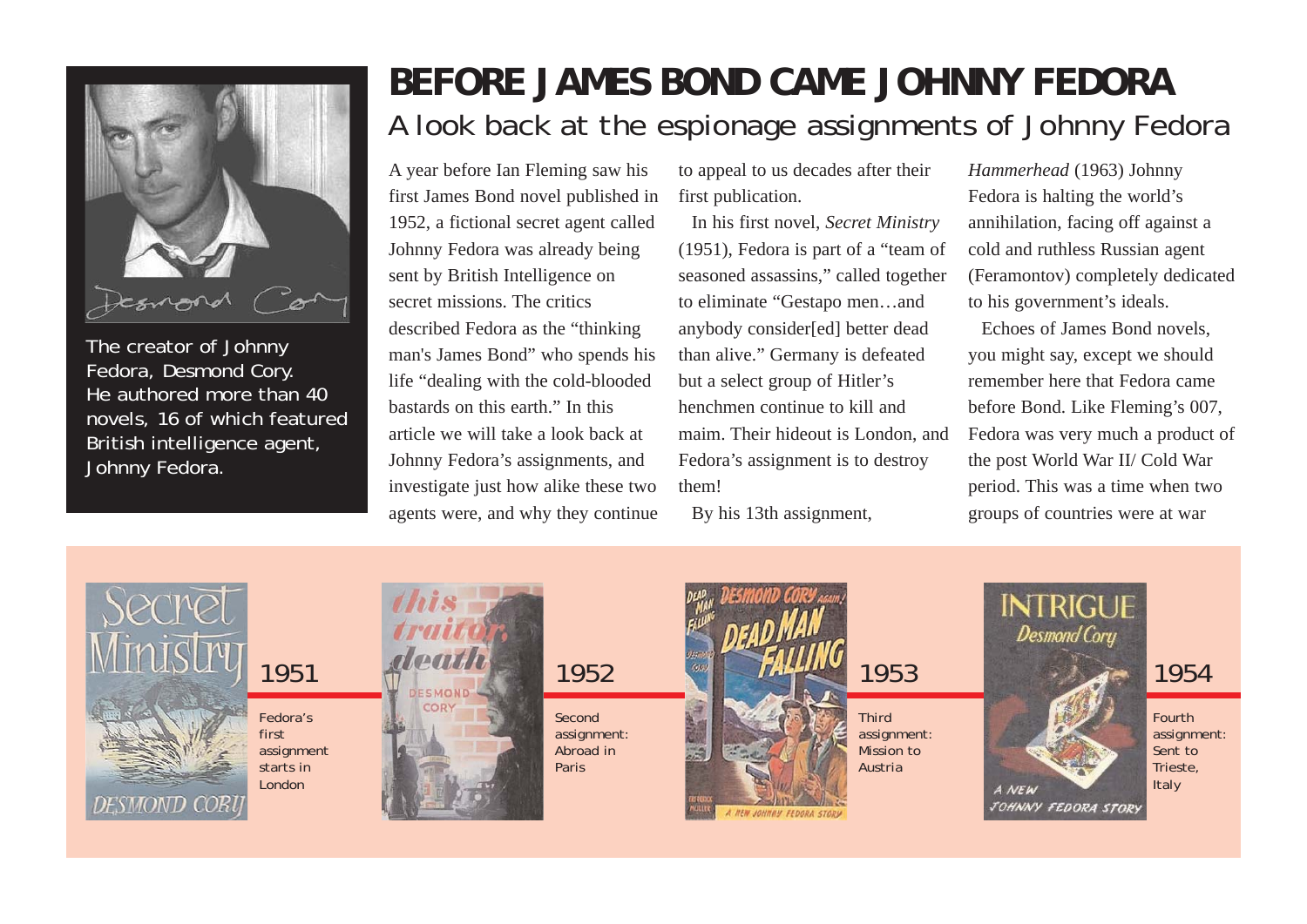# BEFORE JAMES BOND CAME JOHNNY FEDORA

## A look back at the espionage assignments of Johnny Fedora

The creator of Johnny Fedora, Desmond Cory. He authored more than 40 novels, 16 of which featured British intelligence agent, Johnny Fedora.

A year before Ian Fleming saw his first James Bond novel published in 1952, a fictional secret agent called Johnny Fedora was already being sent by British Intelligence on secret missions. The critics described Fedora as the "thinking man's James Bond" who spends his life "dealing with the cold-blooded bastards on this earth." In this article we will take a look back at Johnny Fedora's assignments, and investigate just how alike these two agents were, and why they continue to appeal to us decades after their first publication.

In his first novel, *Secret Ministry* (1951), Fedora is part of a "team of seasoned assassins," called together to eliminate "Gestapo men…and anybody consider[ed] better dead than alive." Germany is defeated but a select group of Hitler's henchmen continue to kill and maim. Their hideout is London, and Fedora's assignment is to destroy them!

By his 13th assignment, *Hammerhead* (1963) Johnny Fedora is halting the world's annihilation, facing off against a cold and ruthless Russian agent (Feramontov) completely dedicated to his government's ideals.

Echoes of James Bond novels, you might say, except we should remember here that Fedora came before Bond. Like Fleming's 007, Fedora was very much a product of the post World War II/ Cold War period. This was a time when two groups of countries were at war

**1951** — Fedora's first assignment starts in London

**1952** — Second assignment: Abroad in Paris

**1953** — Third assignment: Mission to Austria

**1954** — Fourth assignment: Sent to Trieste, Italy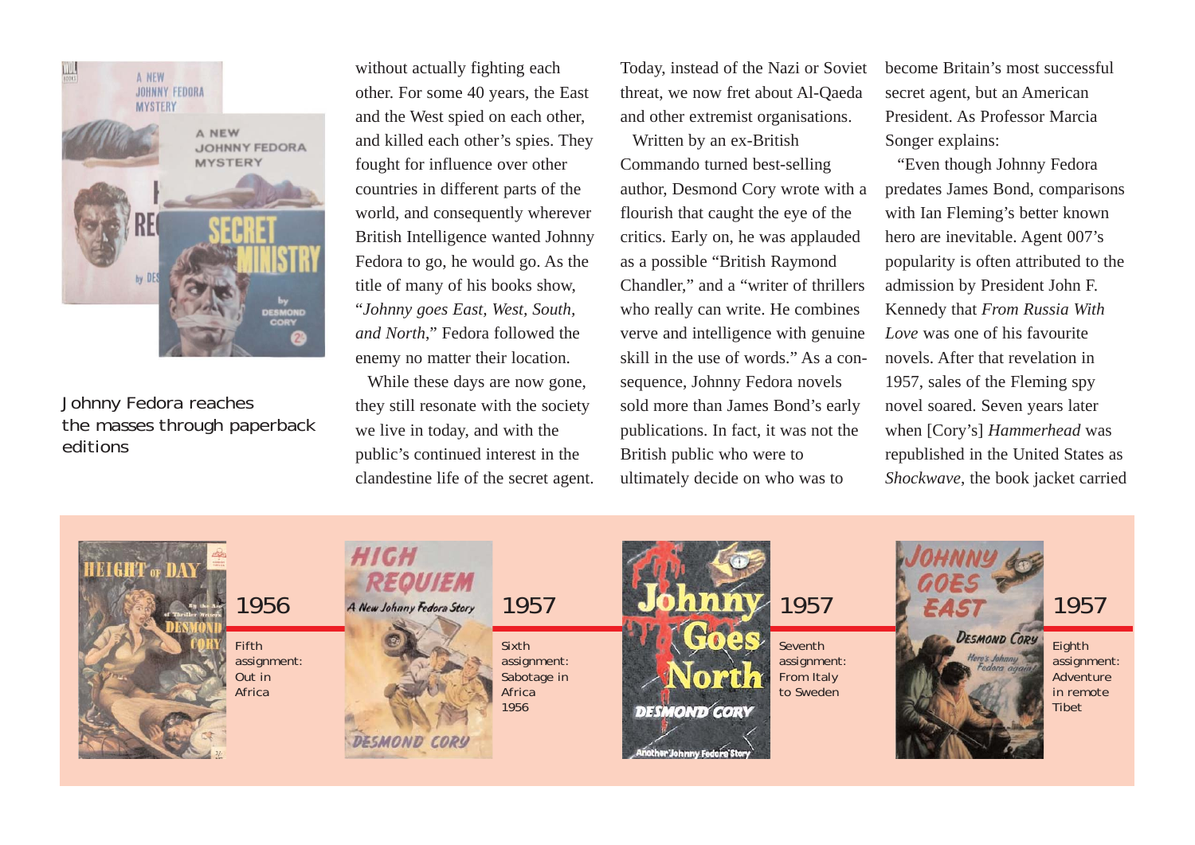Johnny Fedora reaches the masses through paperback editions

without actually fighting each other. For some 40 years, the East and the West spied on each other, and killed each other's spies. They fought for influence over other countries in different parts of the world, and consequently wherever British Intelligence wanted Johnny Fedora to go, he would go. As the title of many of his books show, "*Johnny goes East, West, South, and North*," Fedora followed the enemy no matter their location.

While these days are now gone, they still resonate with the society we live in today, and with the public's continued interest in the clandestine life of the secret agent. Today, instead of the Nazi or Soviet threat, we now fret about Al-Qaeda and other extremist organisations.

Written by an ex-British Commando turned best-selling author, Desmond Cory wrote with a flourish that caught the eye of the critics. Early on, he was applauded as a possible "British Raymond Chandler," and a "writer of thrillers who really can write. He combines verve and intelligence with genuine skill in the use of words." As a consequence, Johnny Fedora novels sold more than James Bond's early publications. In fact, it was not the British public who were to ultimately decide on who was to become Britain's most successful secret agent, but an American President. As Professor Marcia Songer explains:

"Even though Johnny Fedora predates James Bond, comparisons with Ian Fleming's better known hero are inevitable. Agent 007's popularity is often attributed to the admission by President John F. Kennedy that *From Russia With Love* was one of his favourite novels. After that revelation in 1957, sales of the Fleming spy novel soared. Seven years later when [Cory's] *Hammerhead* was republished in the United States as *Shockwave*, the book jacket carried

1956

Fifth assignment: Out in Africa

1957

Sixth assignment: Sabotage in Africa 1956

1957

Seventh assignment: From Italy to Sweden

1957

Eighth assignment: Adventure in remote Tibet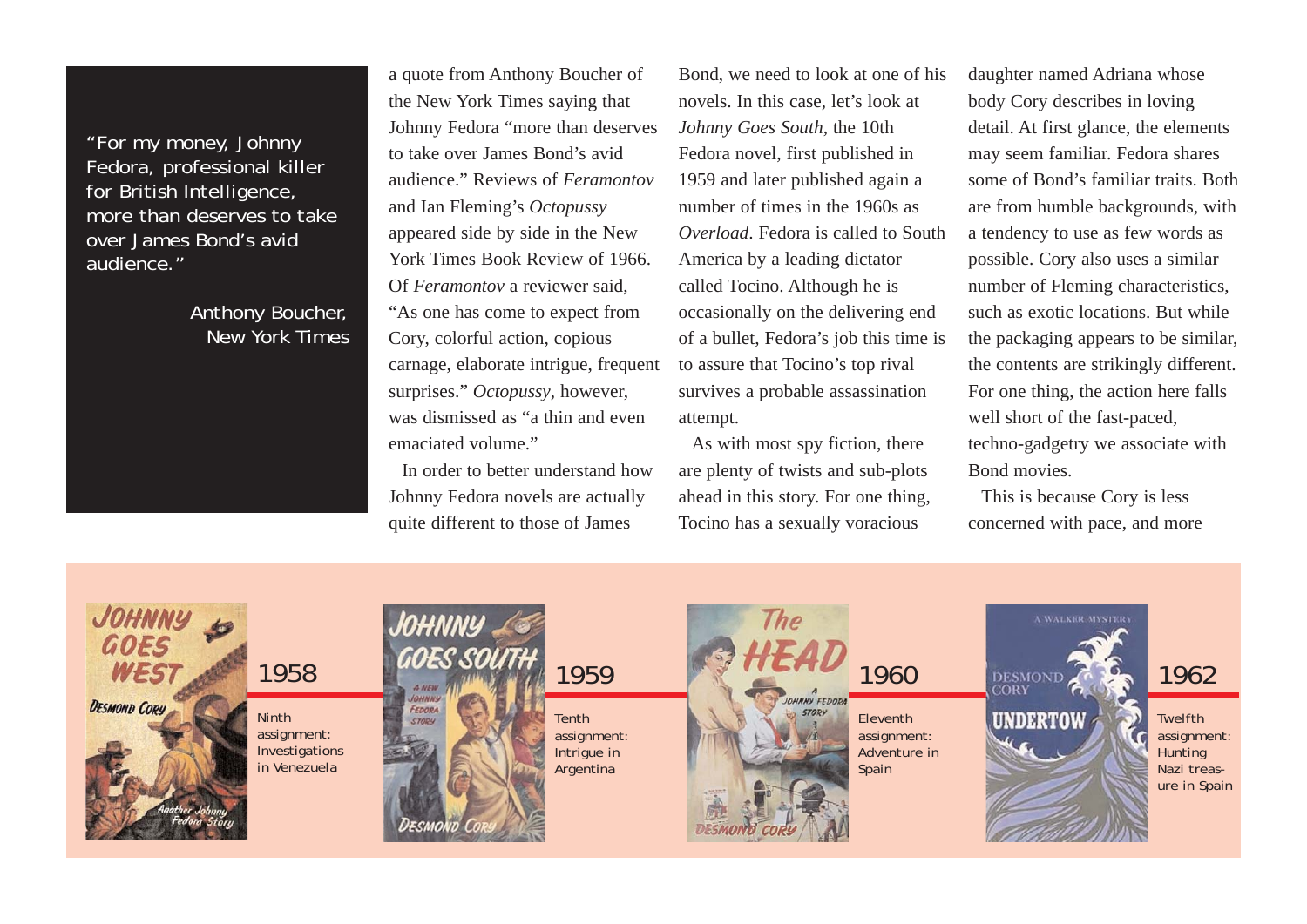> "For my money, Johnny Fedora, professional killer for British Intelligence, more than deserves to take over James Bond's avid audience."
>
> Anthony Boucher, New York Times

a quote from Anthony Boucher of the New York Times saying that Johnny Fedora "more than deserves to take over James Bond's avid audience." Reviews of *Feramontov* and Ian Fleming's *Octopussy* appeared side by side in the New York Times Book Review of 1966. Of *Feramontov* a reviewer said, "As one has come to expect from Cory, colorful action, copious carnage, elaborate intrigue, frequent surprises." *Octopussy*, however, was dismissed as "a thin and even emaciated volume."

In order to better understand how Johnny Fedora novels are actually quite different to those of James Bond, we need to look at one of his novels. In this case, let's look at *Johnny Goes South*, the 10th Fedora novel, first published in 1959 and later published again a number of times in the 1960s as *Overload*. Fedora is called to South America by a leading dictator called Tocino. Although he is occasionally on the delivering end of a bullet, Fedora's job this time is to assure that Tocino's top rival survives a probable assassination attempt.

As with most spy fiction, there are plenty of twists and sub-plots ahead in this story. For one thing, Tocino has a sexually voracious daughter named Adriana whose body Cory describes in loving detail. At first glance, the elements may seem familiar. Fedora shares some of Bond's familiar traits. Both are from humble backgrounds, with a tendency to use as few words as possible. Cory also uses a similar number of Fleming characteristics, such as exotic locations. But while the packaging appears to be similar, the contents are strikingly different. For one thing, the action here falls well short of the fast-paced, techno-gadgetry we associate with Bond movies.

This is because Cory is less concerned with pace, and more

1958 — Ninth assignment: Investigations in Venezuela

1959 — Tenth assignment: Intrigue in Argentina

1960 — Eleventh assignment: Adventure in Spain

1962 — Twelfth assignment: Hunting Nazi treasure in Spain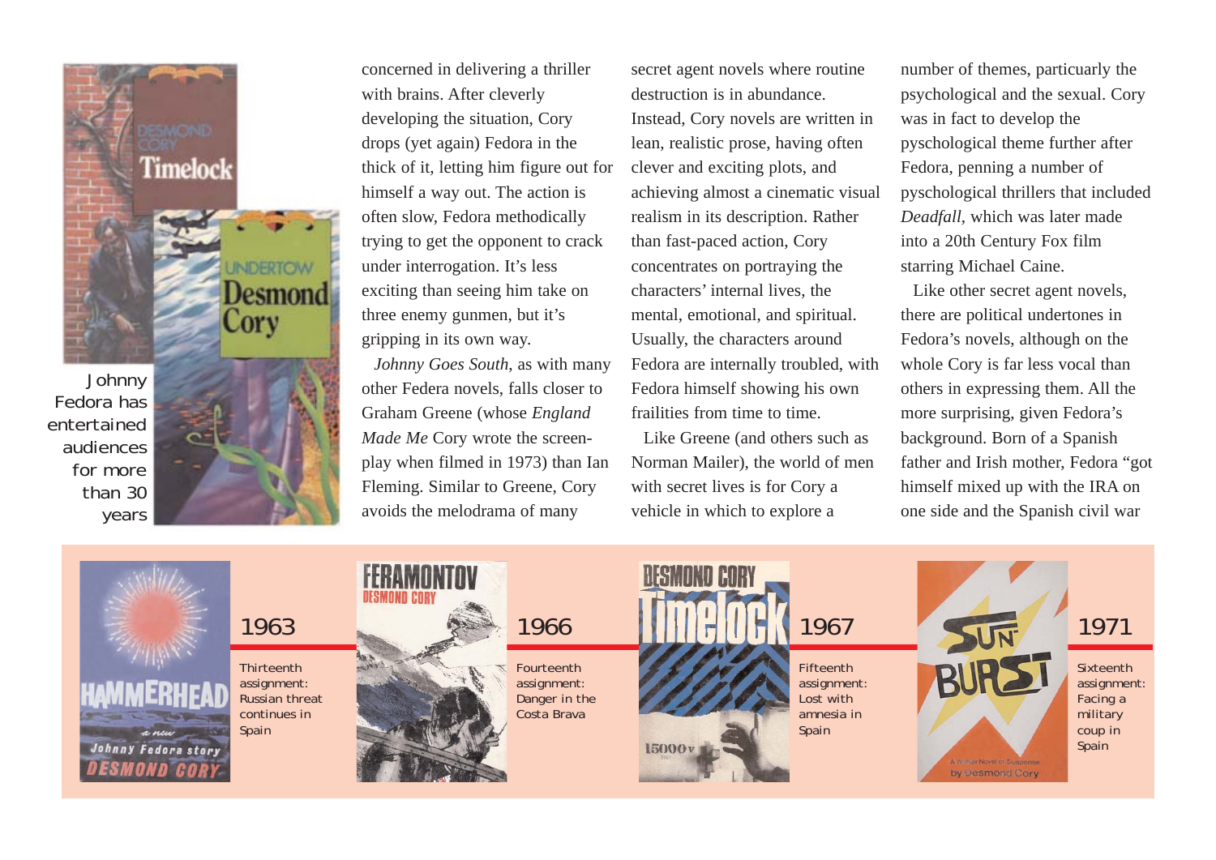Johnny Fedora has entertained audiences for more than 30 years

concerned in delivering a thriller with brains. After cleverly developing the situation, Cory drops (yet again) Fedora in the thick of it, letting him figure out for himself a way out. The action is often slow, Fedora methodically trying to get the opponent to crack under interrogation. It's less exciting than seeing him take on three enemy gunmen, but it's gripping in its own way.

*Johnny Goes South*, as with many other Federa novels, falls closer to Graham Greene (whose *England Made Me* Cory wrote the screen-play when filmed in 1973) than Ian Fleming. Similar to Greene, Cory avoids the melodrama of many secret agent novels where routine destruction is in abundance. Instead, Cory novels are written in lean, realistic prose, having often clever and exciting plots, and achieving almost a cinematic visual realism in its description. Rather than fast-paced action, Cory concentrates on portraying the characters' internal lives, the mental, emotional, and spiritual. Usually, the characters around Fedora are internally troubled, with Fedora himself showing his own frailities from time to time.

Like Greene (and others such as Norman Mailer), the world of men with secret lives is for Cory a vehicle in which to explore a number of themes, particularly the psychological and the sexual. Cory was in fact to develop the pyschological theme further after Fedora, penning a number of pyschological thrillers that included *Deadfall*, which was later made into a 20th Century Fox film starring Michael Caine.

Like other secret agent novels, there are political undertones in Fedora's novels, although on the whole Cory is far less vocal than others in expressing them. All the more surprising, given Fedora's background. Born of a Spanish father and Irish mother, Fedora "got himself mixed up with the IRA on one side and the Spanish civil war

**1963** — Thirteenth assignment: Russian threat continues in Spain

**1966** — Fourteenth assignment: Danger in the Costa Brava

**1967** — Fifteenth assignment: Lost with amnesia in Spain

**1971** — Sixteenth assignment: Facing a military coup in Spain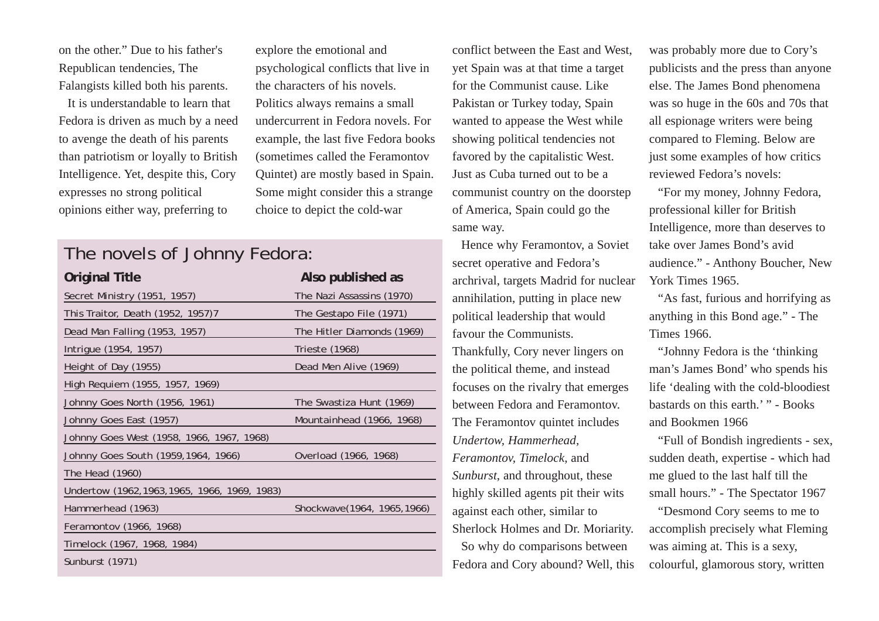on the other." Due to his father's Republican tendencies, The Falangists killed both his parents.

It is understandable to learn that Fedora is driven as much by a need to avenge the death of his parents than patriotism or loyally to British Intelligence. Yet, despite this, Cory expresses no strong political opinions either way, preferring to explore the emotional and psychological conflicts that live in the characters of his novels. Politics always remains a small undercurrent in Fedora novels. For example, the last five Fedora books (sometimes called the Feramontov Quintet) are mostly based in Spain. Some might consider this a strange choice to depict the cold-war conflict between the East and West, yet Spain was at that time a target for the Communist cause. Like Pakistan or Turkey today, Spain wanted to appease the West while showing political tendencies not favored by the capitalistic West. Just as Cuba turned out to be a communist country on the doorstep of America, Spain could go the same way.

Hence why Feramontov, a Soviet secret operative and Fedora's archrival, targets Madrid for nuclear annihilation, putting in place new political leadership that would favour the Communists. Thankfully, Cory never lingers on the political theme, and instead focuses on the rivalry that emerges between Fedora and Feramontov. The Feramontov quintet includes *Undertow*, *Hammerhead*, *Feramontov*, *Timelock*, and *Sunburst*, and throughout, these highly skilled agents pit their wits against each other, similar to Sherlock Holmes and Dr. Moriarity.

So why do comparisons between Fedora and Cory abound? Well, this was probably more due to Cory's publicists and the press than anyone else. The James Bond phenomena was so huge in the 60s and 70s that all espionage writers were being compared to Fleming. Below are just some examples of how critics reviewed Fedora's novels:

"For my money, Johnny Fedora, professional killer for British Intelligence, more than deserves to take over James Bond's avid audience." - Anthony Boucher, New York Times 1965.

"As fast, furious and horrifying as anything in this Bond age." - The Times 1966.

"Johnny Fedora is the 'thinking man's James Bond' who spends his life 'dealing with the cold-bloodiest bastards on this earth.' " - Books and Bookmen 1966

"Full of Bondish ingredients - sex, sudden death, expertise - which had me glued to the last half till the small hours." - The Spectator 1967

"Desmond Cory seems to me to accomplish precisely what Fleming was aiming at. This is a sexy, colourful, glamorous story, written

## The novels of Johnny Fedora:

| Original Title | Also published as |
| --- | --- |
| Secret Ministry (1951, 1957) | The Nazi Assassins (1970) |
| This Traitor, Death (1952, 1957)7 | The Gestapo File (1971) |
| Dead Man Falling (1953, 1957) | The Hitler Diamonds (1969) |
| Intrigue (1954, 1957) | Trieste (1968) |
| Height of Day (1955) | Dead Men Alive (1969) |
| High Requiem (1955, 1957, 1969) | |
| Johnny Goes North (1956, 1961) | The Swastiza Hunt (1969) |
| Johnny Goes East (1957) | Mountainhead (1966, 1968) |
| Johnny Goes West (1958, 1966, 1967, 1968) | |
| Johnny Goes South (1959,1964, 1966) | Overload (1966, 1968) |
| The Head (1960) | |
| Undertow (1962,1963,1965, 1966, 1969, 1983) | |
| Hammerhead (1963) | Shockwave(1964, 1965,1966) |
| Feramontov (1966, 1968) | |
| Timelock (1967, 1968, 1984) | |
| Sunburst (1971) | |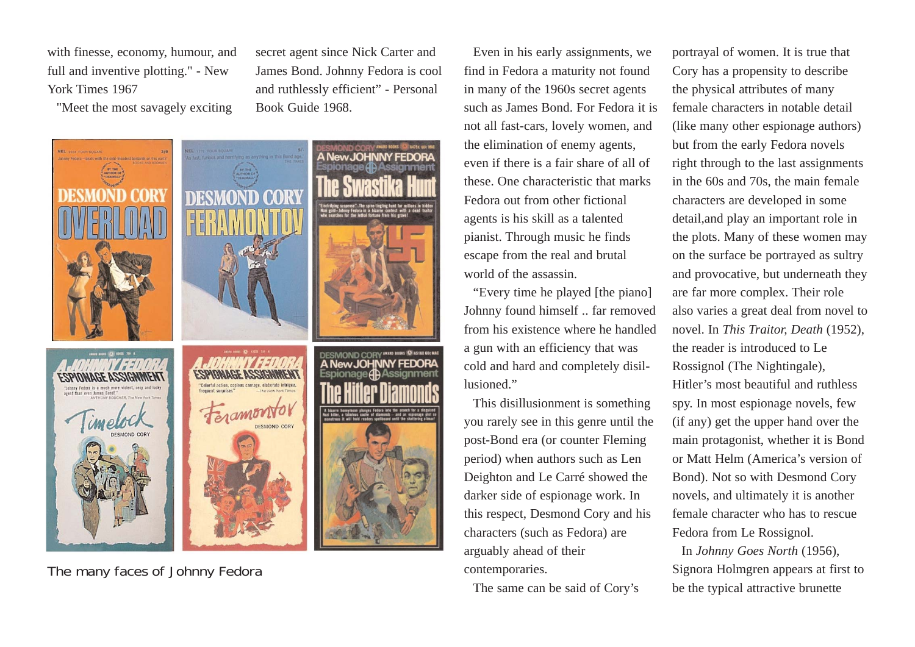with finesse, economy, humour, and full and inventive plotting." - New York Times 1967

"Meet the most savagely exciting secret agent since Nick Carter and James Bond. Johnny Fedora is cool and ruthlessly efficient" - Personal Book Guide 1968.

The many faces of Johnny Fedora

Even in his early assignments, we find in Fedora a maturity not found in many of the 1960s secret agents such as James Bond. For Fedora it is not all fast-cars, lovely women, and the elimination of enemy agents, even if there is a fair share of all of these. One characteristic that marks Fedora out from other fictional agents is his skill as a talented pianist. Through music he finds escape from the real and brutal world of the assassin.

"Every time he played [the piano] Johnny found himself .. far removed from his existence where he handled a gun with an efficiency that was cold and hard and completely disillusioned."

This disillusionment is something you rarely see in this genre until the post-Bond era (or counter Fleming period) when authors such as Len Deighton and Le Carré showed the darker side of espionage work. In this respect, Desmond Cory and his characters (such as Fedora) are arguably ahead of their contemporaries.

The same can be said of Cory's portrayal of women. It is true that Cory has a propensity to describe the physical attributes of many female characters in notable detail (like many other espionage authors) but from the early Fedora novels right through to the last assignments in the 60s and 70s, the main female characters are developed in some detail,and play an important role in the plots. Many of these women may on the surface be portrayed as sultry and provocative, but underneath they are far more complex. Their role also varies a great deal from novel to novel. In *This Traitor, Death* (1952), the reader is introduced to Le Rossignol (The Nightingale), Hitler's most beautiful and ruthless spy. In most espionage novels, few (if any) get the upper hand over the main protagonist, whether it is Bond or Matt Helm (America's version of Bond). Not so with Desmond Cory novels, and ultimately it is another female character who has to rescue Fedora from Le Rossignol.

In *Johnny Goes North* (1956), Signora Holmgren appears at first to be the typical attractive brunette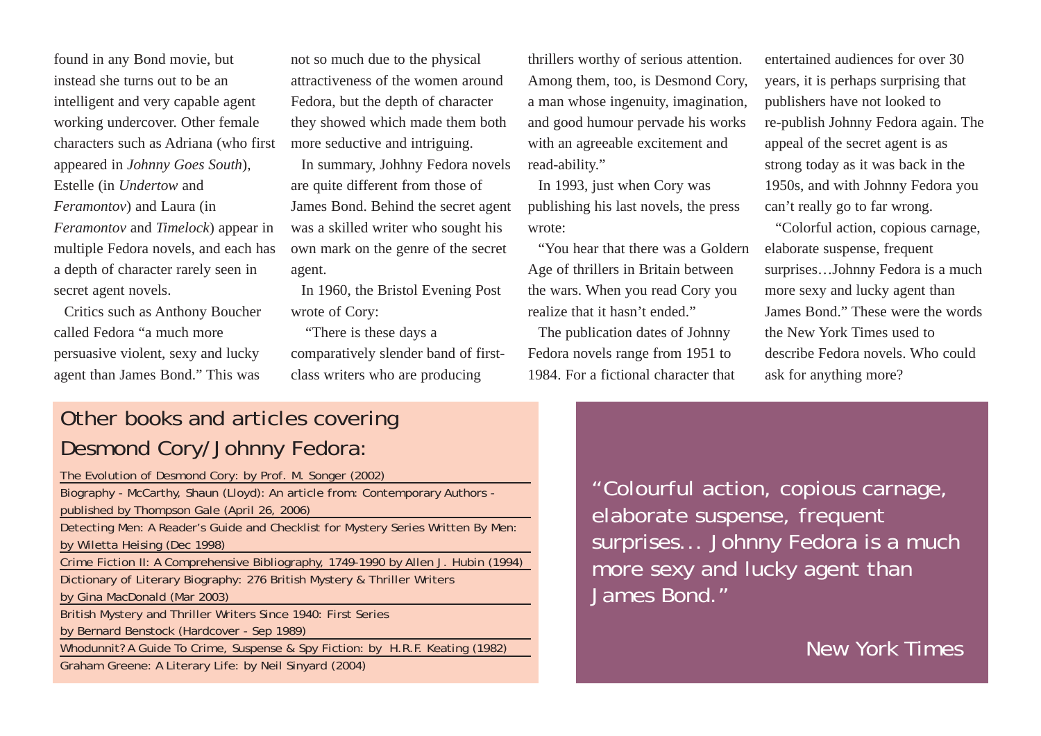found in any Bond movie, but instead she turns out to be an intelligent and very capable agent working undercover. Other female characters such as Adriana (who first appeared in *Johnny Goes South*), Estelle (in *Undertow* and *Feramontov*) and Laura (in *Feramontov* and *Timelock*) appear in multiple Fedora novels, and each has a depth of character rarely seen in secret agent novels.

Critics such as Anthony Boucher called Fedora "a much more persuasive violent, sexy and lucky agent than James Bond." This was not so much due to the physical attractiveness of the women around Fedora, but the depth of character they showed which made them both more seductive and intriguing.

In summary, Johhny Fedora novels are quite different from those of James Bond. Behind the secret agent was a skilled writer who sought his own mark on the genre of the secret agent.

In 1960, the Bristol Evening Post wrote of Cory:

"There is these days a comparatively slender band of first-class writers who are producing thrillers worthy of serious attention. Among them, too, is Desmond Cory, a man whose ingenuity, imagination, and good humour pervade his works with an agreeable excitement and read-ability."

In 1993, just when Cory was publishing his last novels, the press wrote:

"You hear that there was a Goldern Age of thrillers in Britain between the wars. When you read Cory you realize that it hasn't ended."

The publication dates of Johnny Fedora novels range from 1951 to 1984. For a fictional character that entertained audiences for over 30 years, it is perhaps surprising that publishers have not looked to re-publish Johnny Fedora again. The appeal of the secret agent is as strong today as it was back in the 1950s, and with Johnny Fedora you can't really go to far wrong.

"Colorful action, copious carnage, elaborate suspense, frequent surprises…Johnny Fedora is a much more sexy and lucky agent than James Bond." These were the words the New York Times used to describe Fedora novels. Who could ask for anything more?

## Other books and articles covering Desmond Cory/Johnny Fedora:

- The Evolution of Desmond Cory: by Prof. M. Songer (2002)
- Biography - McCarthy, Shaun (Lloyd): An article from: Contemporary Authors - published by Thompson Gale (April 26, 2006)
- Detecting Men: A Reader's Guide and Checklist for Mystery Series Written By Men: by Wiletta Heising (Dec 1998)
- Crime Fiction II: A Comprehensive Bibliography, 1749-1990 by Allen J. Hubin (1994)
- Dictionary of Literary Biography: 276 British Mystery & Thriller Writers by Gina MacDonald (Mar 2003)
- British Mystery and Thriller Writers Since 1940: First Series by Bernard Benstock (Hardcover - Sep 1989)
- Whodunnit? A Guide To Crime, Suspense & Spy Fiction: by H.R.F. Keating (1982)
- Graham Greene: A Literary Life: by Neil Sinyard (2004)

> "Colourful action, copious carnage, elaborate suspense, frequent surprises… Johnny Fedora is a much more sexy and lucky agent than James Bond."
>
> New York Times